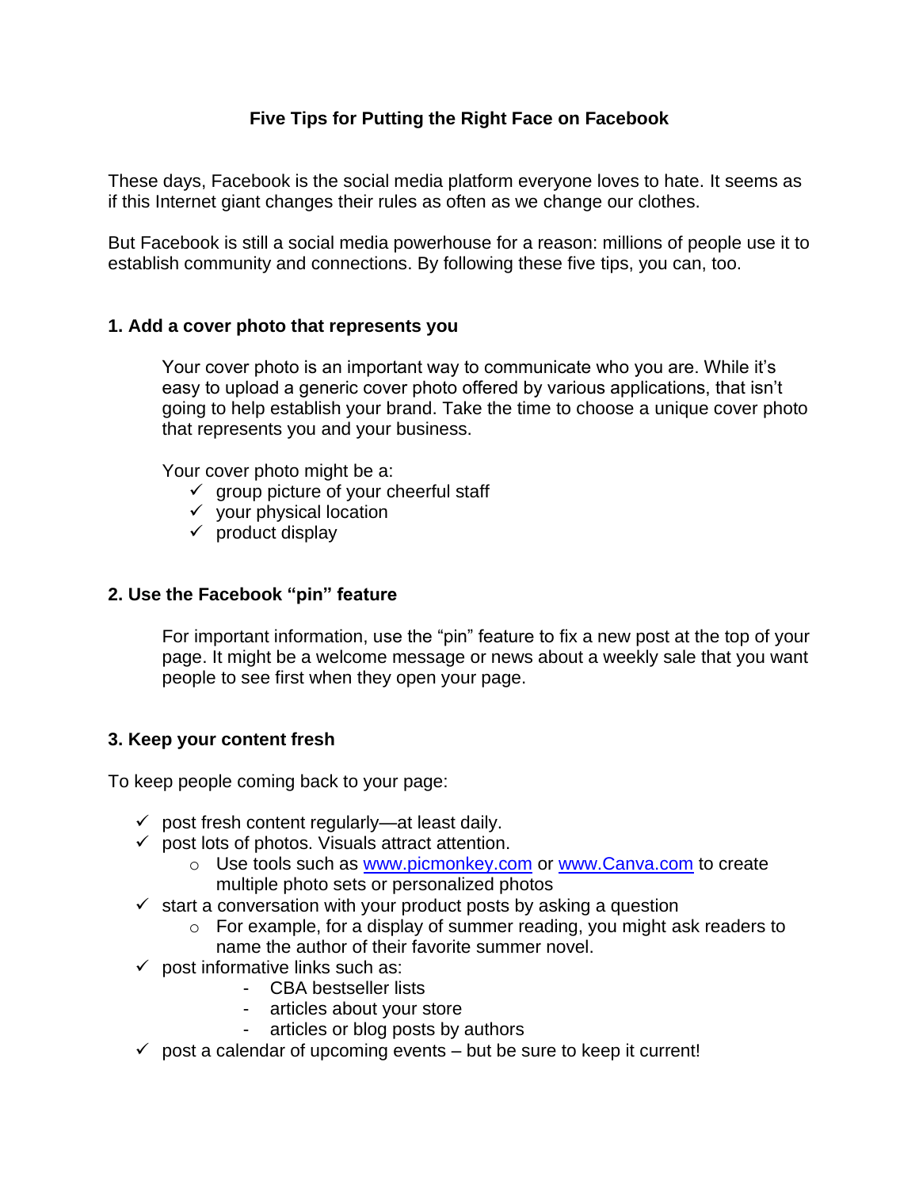# Five Tips for Putting the Right Face on Facebook

These days, Facebook is the social media platform everyone loves to hate. It seems as if this Internet giant changes their rules as often as we change our clothes.

But Facebook is still a social media powerhouse for a reason: millions of people use it to establish community and connections. By following these five tips, you can, too.

## 1. Add a cover photo that represents you

Your cover photo is an important way to communicate who you are. While it's easy to upload a generic cover photo offered by various applications, that isn't going to help establish your brand. Take the time to choose a unique cover photo that represents you and your business.

Your cover photo might be a:

- ✓ group picture of your cheerful staff
- ✓ your physical location
- ✓ product display

## 2. Use the Facebook "pin" feature

For important information, use the "pin" feature to fix a new post at the top of your page. It might be a welcome message or news about a weekly sale that you want people to see first when they open your page.

## 3. Keep your content fresh

To keep people coming back to your page:

- ✓ post fresh content regularly—at least daily.
- ✓ post lots of photos. Visuals attract attention.
  - Use tools such as www.picmonkey.com or www.Canva.com to create multiple photo sets or personalized photos
- ✓ start a conversation with your product posts by asking a question
  - For example, for a display of summer reading, you might ask readers to name the author of their favorite summer novel.
- ✓ post informative links such as:
  - CBA bestseller lists
  - articles about your store
  - articles or blog posts by authors
- ✓ post a calendar of upcoming events – but be sure to keep it current!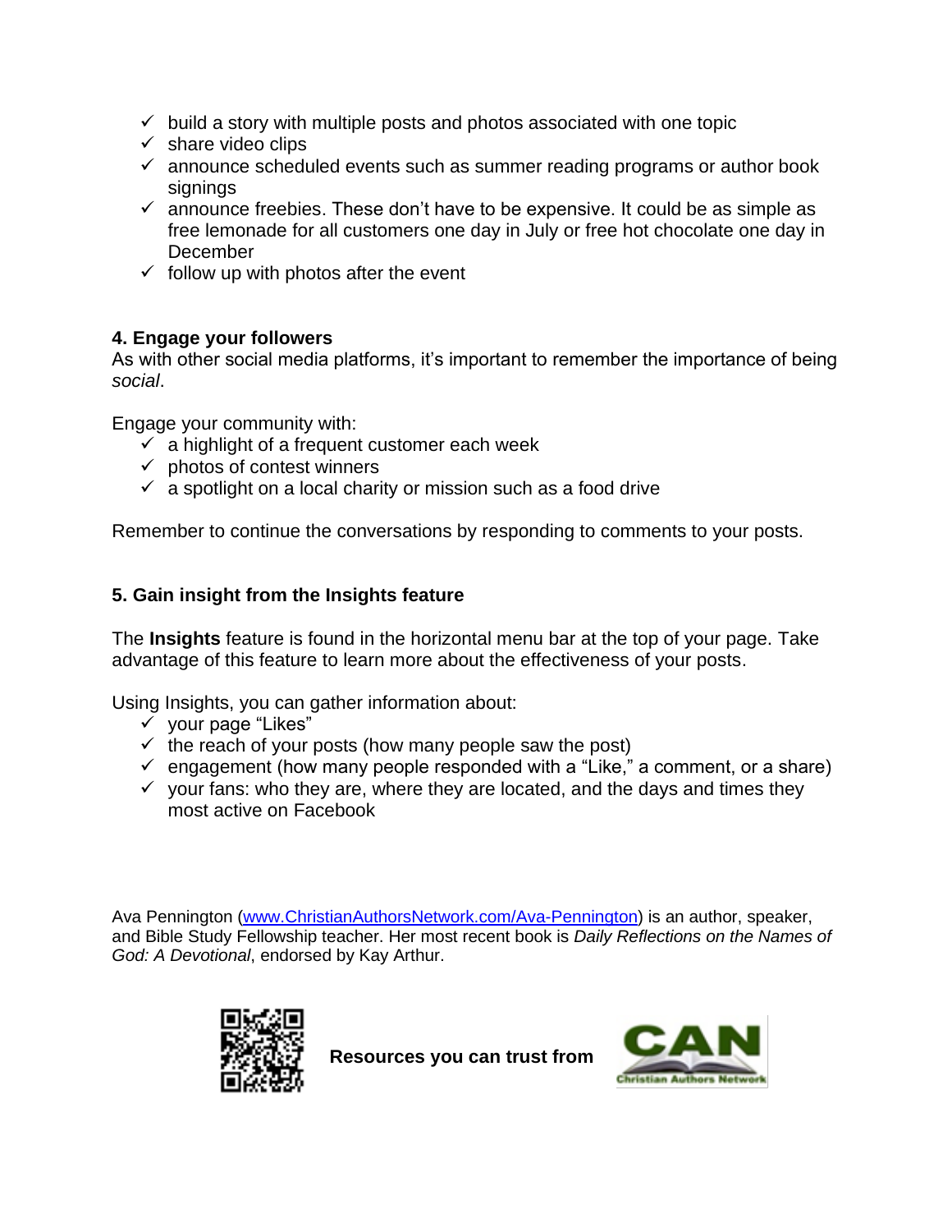- ✓ build a story with multiple posts and photos associated with one topic
- ✓ share video clips
- ✓ announce scheduled events such as summer reading programs or author book signings
- ✓ announce freebies. These don't have to be expensive. It could be as simple as free lemonade for all customers one day in July or free hot chocolate one day in December
- ✓ follow up with photos after the event

**4. Engage your followers**

As with other social media platforms, it's important to remember the importance of being *social*.

Engage your community with:

- ✓ a highlight of a frequent customer each week
- ✓ photos of contest winners
- ✓ a spotlight on a local charity or mission such as a food drive

Remember to continue the conversations by responding to comments to your posts.

**5. Gain insight from the Insights feature**

The **Insights** feature is found in the horizontal menu bar at the top of your page. Take advantage of this feature to learn more about the effectiveness of your posts.

Using Insights, you can gather information about:

- ✓ your page "Likes"
- ✓ the reach of your posts (how many people saw the post)
- ✓ engagement (how many people responded with a "Like," a comment, or a share)
- ✓ your fans: who they are, where they are located, and the days and times they most active on Facebook

Ava Pennington (www.ChristianAuthorsNetwork.com/Ava-Pennington) is an author, speaker, and Bible Study Fellowship teacher. Her most recent book is *Daily Reflections on the Names of God: A Devotional*, endorsed by Kay Arthur.

**Resources you can trust from** CAN Christian Authors Network